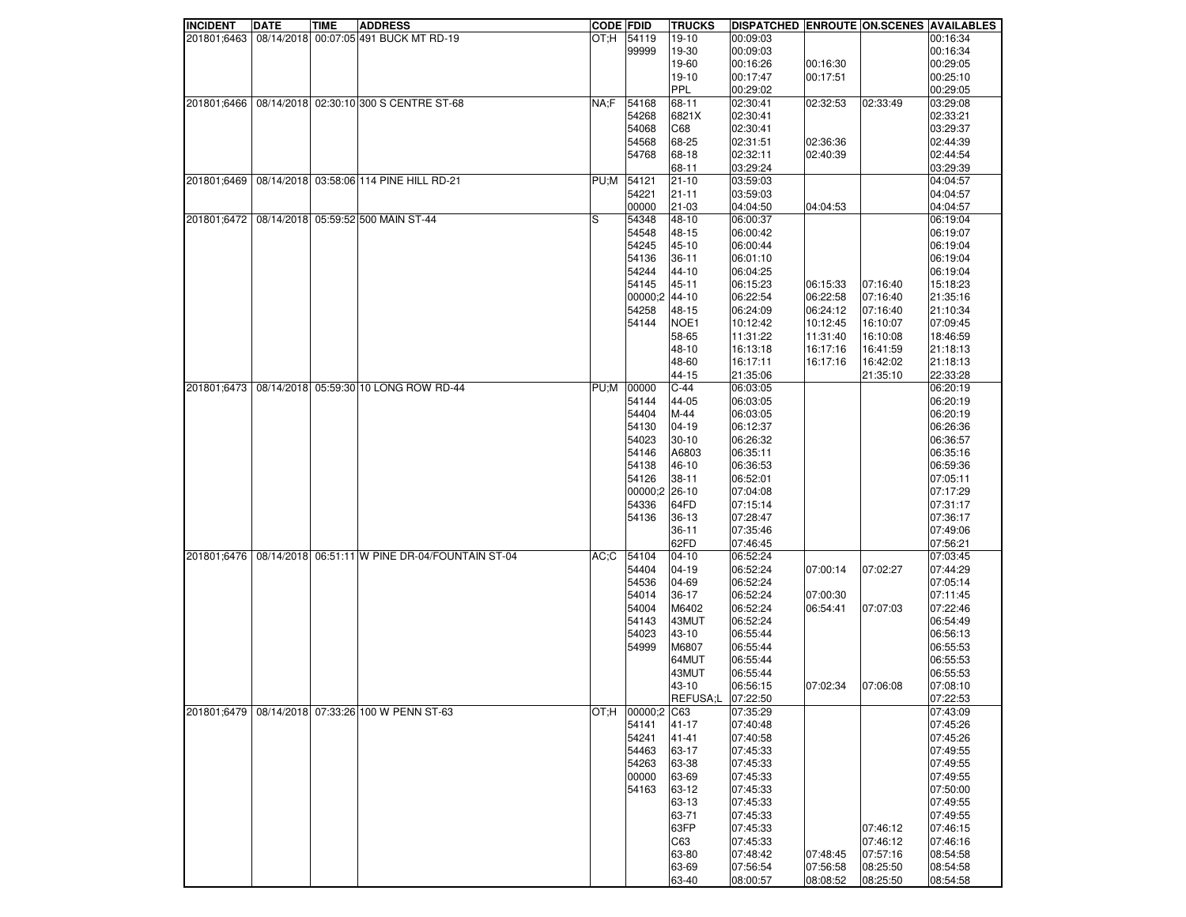| INCIDENT | DATE | TIME | ADDRESS | CODE | FDID | TRUCKS | DISPATCHED | ENROUTE | ON.SCENES | AVAILABLES |
|---|---|---|---|---|---|---|---|---|---|---|
| 201801;6463 | 08/14/2018 | 00:07:05 | 491 BUCK MT RD-19 | OT;H | 54119 | 19-10 | 00:09:03 | | | 00:16:34 |
| | | | | | 99999 | 19-30 | 00:09:03 | | | 00:16:34 |
| | | | | | | 19-60 | 00:16:26 | 00:16:30 | | 00:29:05 |
| | | | | | | 19-10 | 00:17:47 | 00:17:51 | | 00:25:10 |
| | | | | | | PPL | 00:29:02 | | | 00:29:05 |
| 201801;6466 | 08/14/2018 | 02:30:10 | 300 S CENTRE ST-68 | NA;F | 54168 | 68-11 | 02:30:41 | 02:32:53 | 02:33:49 | 03:29:08 |
| | | | | | 54268 | 6821X | 02:30:41 | | | 02:33:21 |
| | | | | | 54068 | C68 | 02:30:41 | | | 03:29:37 |
| | | | | | 54568 | 68-25 | 02:31:51 | 02:36:36 | | 02:44:39 |
| | | | | | 54768 | 68-18 | 02:32:11 | 02:40:39 | | 02:44:54 |
| | | | | | | 68-11 | 03:29:24 | | | 03:29:39 |
| 201801;6469 | 08/14/2018 | 03:58:06 | 114 PINE HILL RD-21 | PU;M | 54121 | 21-10 | 03:59:03 | | | 04:04:57 |
| | | | | | 54221 | 21-11 | 03:59:03 | | | 04:04:57 |
| | | | | | 00000 | 21-03 | 04:04:50 | 04:04:53 | | 04:04:57 |
| 201801;6472 | 08/14/2018 | 05:59:52 | 500 MAIN ST-44 | S | 54348 | 48-10 | 06:00:37 | | | 06:19:04 |
| | | | | | 54548 | 48-15 | 06:00:42 | | | 06:19:07 |
| | | | | | 54245 | 45-10 | 06:00:44 | | | 06:19:04 |
| | | | | | 54136 | 36-11 | 06:01:10 | | | 06:19:04 |
| | | | | | 54244 | 44-10 | 06:04:25 | | | 06:19:04 |
| | | | | | 54145 | 45-11 | 06:15:23 | 06:15:33 | 07:16:40 | 15:18:23 |
| | | | | | 00000;2 | 44-10 | 06:22:54 | 06:22:58 | 07:16:40 | 21:35:16 |
| | | | | | 54258 | 48-15 | 06:24:09 | 06:24:12 | 07:16:40 | 21:10:34 |
| | | | | | 54144 | NOE1 | 10:12:42 | 10:12:45 | 16:10:07 | 07:09:45 |
| | | | | | | 58-65 | 11:31:22 | 11:31:40 | 16:10:08 | 18:46:59 |
| | | | | | | 48-10 | 16:13:18 | 16:17:16 | 16:41:59 | 21:18:13 |
| | | | | | | 48-60 | 16:17:11 | 16:17:16 | 16:42:02 | 21:18:13 |
| | | | | | | 44-15 | 21:35:06 | | 21:35:10 | 22:33:28 |
| 201801;6473 | 08/14/2018 | 05:59:30 | 10 LONG ROW RD-44 | PU;M | 00000 | C-44 | 06:03:05 | | | 06:20:19 |
| | | | | | 54144 | 44-05 | 06:03:05 | | | 06:20:19 |
| | | | | | 54404 | M-44 | 06:03:05 | | | 06:20:19 |
| | | | | | 54130 | 04-19 | 06:12:37 | | | 06:26:36 |
| | | | | | 54023 | 30-10 | 06:26:32 | | | 06:36:57 |
| | | | | | 54146 | A6803 | 06:35:11 | | | 06:35:16 |
| | | | | | 54138 | 46-10 | 06:36:53 | | | 06:59:36 |
| | | | | | 54126 | 38-11 | 06:52:01 | | | 07:05:11 |
| | | | | | 00000;2 | 26-10 | 07:04:08 | | | 07:17:29 |
| | | | | | 54336 | 64FD | 07:15:14 | | | 07:31:17 |
| | | | | | 54136 | 36-13 | 07:28:47 | | | 07:36:17 |
| | | | | | | 36-11 | 07:35:46 | | | 07:49:06 |
| | | | | | | 62FD | 07:46:45 | | | 07:56:21 |
| 201801;6476 | 08/14/2018 | 06:51:11 | W PINE DR-04/FOUNTAIN ST-04 | AC;C | 54104 | 04-10 | 06:52:24 | | | 07:03:45 |
| | | | | | 54404 | 04-19 | 06:52:24 | 07:00:14 | 07:02:27 | 07:44:29 |
| | | | | | 54536 | 04-69 | 06:52:24 | | | 07:05:14 |
| | | | | | 54014 | 36-17 | 06:52:24 | 07:00:30 | | 07:11:45 |
| | | | | | 54004 | M6402 | 06:52:24 | 06:54:41 | 07:07:03 | 07:22:46 |
| | | | | | 54143 | 43MUT | 06:52:24 | | | 06:54:49 |
| | | | | | 54023 | 43-10 | 06:55:44 | | | 06:56:13 |
| | | | | | 54999 | M6807 | 06:55:44 | | | 06:55:53 |
| | | | | | | 64MUT | 06:55:44 | | | 06:55:53 |
| | | | | | | 43MUT | 06:55:44 | | | 06:55:53 |
| | | | | | | 43-10 | 06:56:15 | 07:02:34 | 07:06:08 | 07:08:10 |
| | | | | | | REFUSA;L | 07:22:50 | | | 07:22:53 |
| 201801;6479 | 08/14/2018 | 07:33:26 | 100 W PENN ST-63 | OT;H | 00000;2 | C63 | 07:35:29 | | | 07:43:09 |
| | | | | | 54141 | 41-17 | 07:40:48 | | | 07:45:26 |
| | | | | | 54241 | 41-41 | 07:40:58 | | | 07:45:26 |
| | | | | | 54463 | 63-17 | 07:45:33 | | | 07:49:55 |
| | | | | | 54263 | 63-38 | 07:45:33 | | | 07:49:55 |
| | | | | | 00000 | 63-69 | 07:45:33 | | | 07:49:55 |
| | | | | | 54163 | 63-12 | 07:45:33 | | | 07:50:00 |
| | | | | | | 63-13 | 07:45:33 | | | 07:49:55 |
| | | | | | | 63-71 | 07:45:33 | | | 07:49:55 |
| | | | | | | 63FP | 07:45:33 | | 07:46:12 | 07:46:15 |
| | | | | | | C63 | 07:45:33 | | 07:46:12 | 07:46:16 |
| | | | | | | 63-80 | 07:48:42 | 07:48:45 | 07:57:16 | 08:54:58 |
| | | | | | | 63-69 | 07:56:54 | 07:56:58 | 08:25:50 | 08:54:58 |
| | | | | | | 63-40 | 08:00:57 | 08:08:52 | 08:25:50 | 08:54:58 |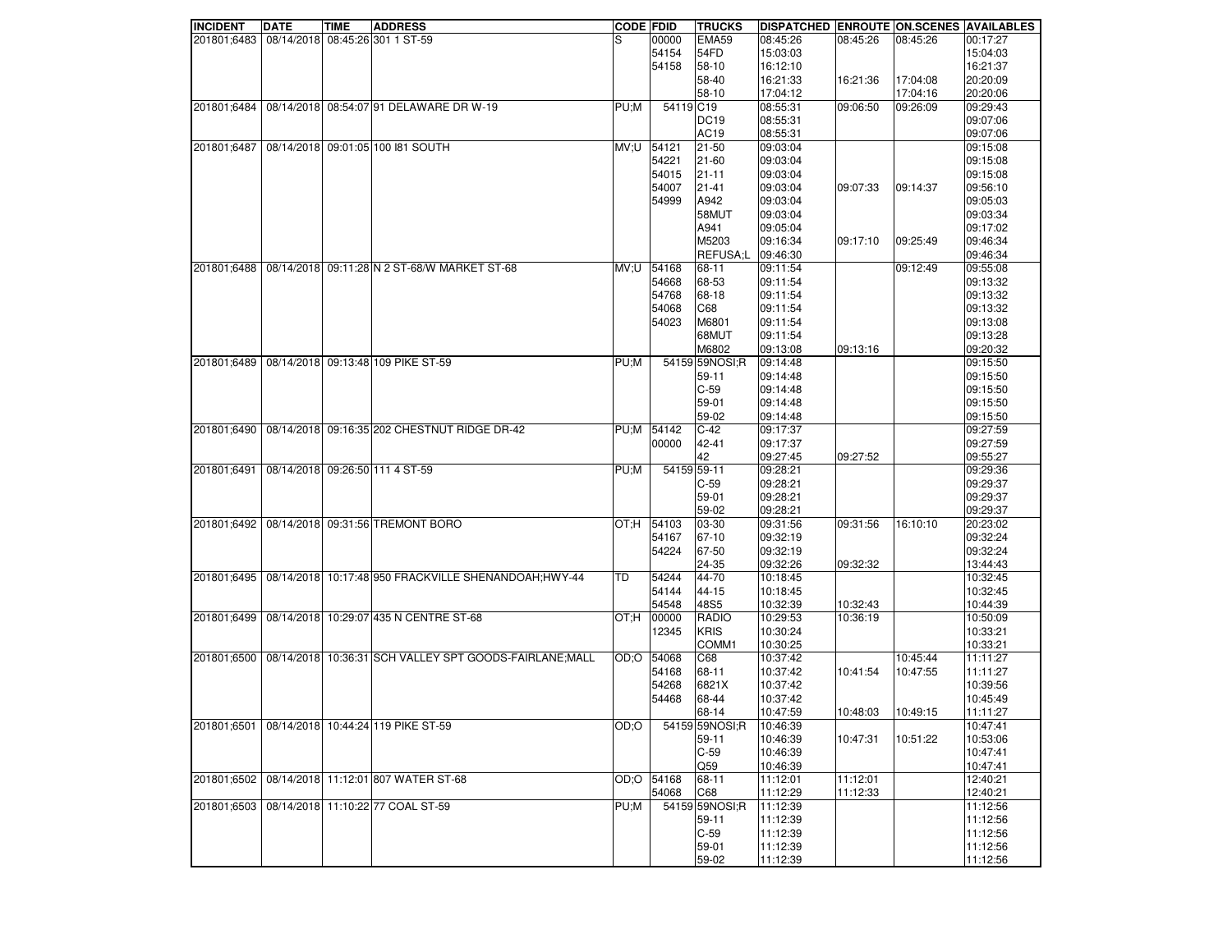| INCIDENT | DATE | TIME | ADDRESS | CODE | FDID | TRUCKS | DISPATCHED | ENROUTE | ON.SCENES | AVAILABLES |
|---|---|---|---|---|---|---|---|---|---|---|
| 201801;6483 | 08/14/2018 | 08:45:26 | 301 1 ST-59 | S | 00000 | EMA59 | 08:45:26 | 08:45:26 | 08:45:26 | 00:17:27 |
| | | | | | 54154 | 54FD | 15:03:03 | | | 15:04:03 |
| | | | | | 54158 | 58-10 | 16:12:10 | | | 16:21:37 |
| | | | | | | 58-40 | 16:21:33 | 16:21:36 | 17:04:08 | 20:20:09 |
| | | | | | | 58-10 | 17:04:12 | | 17:04:16 | 20:20:06 |
| 201801;6484 | 08/14/2018 | 08:54:07 | 91 DELAWARE DR W-19 | PU;M | 54119 | C19 | 08:55:31 | 09:06:50 | 09:26:09 | 09:29:43 |
| | | | | | | DC19 | 08:55:31 | | | 09:07:06 |
| | | | | | | AC19 | 08:55:31 | | | 09:07:06 |
| 201801;6487 | 08/14/2018 | 09:01:05 | 100 I81 SOUTH | MV;U | 54121 | 21-50 | 09:03:04 | | | 09:15:08 |
| | | | | | 54221 | 21-60 | 09:03:04 | | | 09:15:08 |
| | | | | | 54015 | 21-11 | 09:03:04 | | | 09:15:08 |
| | | | | | 54007 | 21-41 | 09:03:04 | 09:07:33 | 09:14:37 | 09:56:10 |
| | | | | | 54999 | A942 | 09:03:04 | | | 09:05:03 |
| | | | | | | 58MUT | 09:03:04 | | | 09:03:34 |
| | | | | | | A941 | 09:05:04 | | | 09:17:02 |
| | | | | | | M5203 | 09:16:34 | 09:17:10 | 09:25:49 | 09:46:34 |
| | | | | | | REFUSA;L | 09:46:30 | | | 09:46:34 |
| 201801;6488 | 08/14/2018 | 09:11:28 | N 2 ST-68/W MARKET ST-68 | MV;U | 54168 | 68-11 | 09:11:54 | | 09:12:49 | 09:55:08 |
| | | | | | 54668 | 68-53 | 09:11:54 | | | 09:13:32 |
| | | | | | 54768 | 68-18 | 09:11:54 | | | 09:13:32 |
| | | | | | 54068 | C68 | 09:11:54 | | | 09:13:32 |
| | | | | | 54023 | M6801 | 09:11:54 | | | 09:13:08 |
| | | | | | | 68MUT | 09:11:54 | | | 09:13:28 |
| | | | | | | M6802 | 09:13:08 | 09:13:16 | | 09:20:32 |
| 201801;6489 | 08/14/2018 | 09:13:48 | 109 PIKE ST-59 | PU;M | 54159 | 59NOSI;R | 09:14:48 | | | 09:15:50 |
| | | | | | | 59-11 | 09:14:48 | | | 09:15:50 |
| | | | | | | C-59 | 09:14:48 | | | 09:15:50 |
| | | | | | | 59-01 | 09:14:48 | | | 09:15:50 |
| | | | | | | 59-02 | 09:14:48 | | | 09:15:50 |
| 201801;6490 | 08/14/2018 | 09:16:35 | 202 CHESTNUT RIDGE DR-42 | PU;M | 54142 | C-42 | 09:17:37 | | | 09:27:59 |
| | | | | | 00000 | 42-41 | 09:17:37 | | | 09:27:59 |
| | | | | | | 42 | 09:27:45 | 09:27:52 | | 09:55:27 |
| 201801;6491 | 08/14/2018 | 09:26:50 | 111 4 ST-59 | PU;M | 54159 | 59-11 | 09:28:21 | | | 09:29:36 |
| | | | | | | C-59 | 09:28:21 | | | 09:29:37 |
| | | | | | | 59-01 | 09:28:21 | | | 09:29:37 |
| | | | | | | 59-02 | 09:28:21 | | | 09:29:37 |
| 201801;6492 | 08/14/2018 | 09:31:56 | TREMONT BORO | OT;H | 54103 | 03-30 | 09:31:56 | 09:31:56 | 16:10:10 | 20:23:02 |
| | | | | | 54167 | 67-10 | 09:32:19 | | | 09:32:24 |
| | | | | | 54224 | 67-50 | 09:32:19 | | | 09:32:24 |
| | | | | | | 24-35 | 09:32:26 | 09:32:32 | | 13:44:43 |
| 201801;6495 | 08/14/2018 | 10:17:48 | 950 FRACKVILLE SHENANDOAH;HWY-44 | TD | 54244 | 44-70 | 10:18:45 | | | 10:32:45 |
| | | | | | 54144 | 44-15 | 10:18:45 | | | 10:32:45 |
| | | | | | 54548 | 48S5 | 10:32:39 | 10:32:43 | | 10:44:39 |
| 201801;6499 | 08/14/2018 | 10:29:07 | 435 N CENTRE ST-68 | OT;H | 00000 | RADIO | 10:29:53 | 10:36:19 | | 10:50:09 |
| | | | | | 12345 | KRIS | 10:30:24 | | | 10:33:21 |
| | | | | | | COMM1 | 10:30:25 | | | 10:33:21 |
| 201801;6500 | 08/14/2018 | 10:36:31 | SCH VALLEY SPT GOODS-FAIRLANE;MALL | OD;O | 54068 | C68 | 10:37:42 | | 10:45:44 | 11:11:27 |
| | | | | | 54168 | 68-11 | 10:37:42 | 10:41:54 | 10:47:55 | 11:11:27 |
| | | | | | 54268 | 6821X | 10:37:42 | | | 10:39:56 |
| | | | | | 54468 | 68-44 | 10:37:42 | | | 10:45:49 |
| | | | | | | 68-14 | 10:47:59 | 10:48:03 | 10:49:15 | 11:11:27 |
| 201801;6501 | 08/14/2018 | 10:44:24 | 119 PIKE ST-59 | OD;O | 54159 | 59NOSI;R | 10:46:39 | | | 10:47:41 |
| | | | | | | 59-11 | 10:46:39 | 10:47:31 | 10:51:22 | 10:53:06 |
| | | | | | | C-59 | 10:46:39 | | | 10:47:41 |
| | | | | | | Q59 | 10:46:39 | | | 10:47:41 |
| 201801;6502 | 08/14/2018 | 11:12:01 | 807 WATER ST-68 | OD;O | 54168 | 68-11 | 11:12:01 | 11:12:01 | | 12:40:21 |
| | | | | | 54068 | C68 | 11:12:29 | 11:12:33 | | 12:40:21 |
| 201801;6503 | 08/14/2018 | 11:10:22 | 77 COAL ST-59 | PU;M | 54159 | 59NOSI;R | 11:12:39 | | | 11:12:56 |
| | | | | | | 59-11 | 11:12:39 | | | 11:12:56 |
| | | | | | | C-59 | 11:12:39 | | | 11:12:56 |
| | | | | | | 59-01 | 11:12:39 | | | 11:12:56 |
| | | | | | | 59-02 | 11:12:39 | | | 11:12:56 |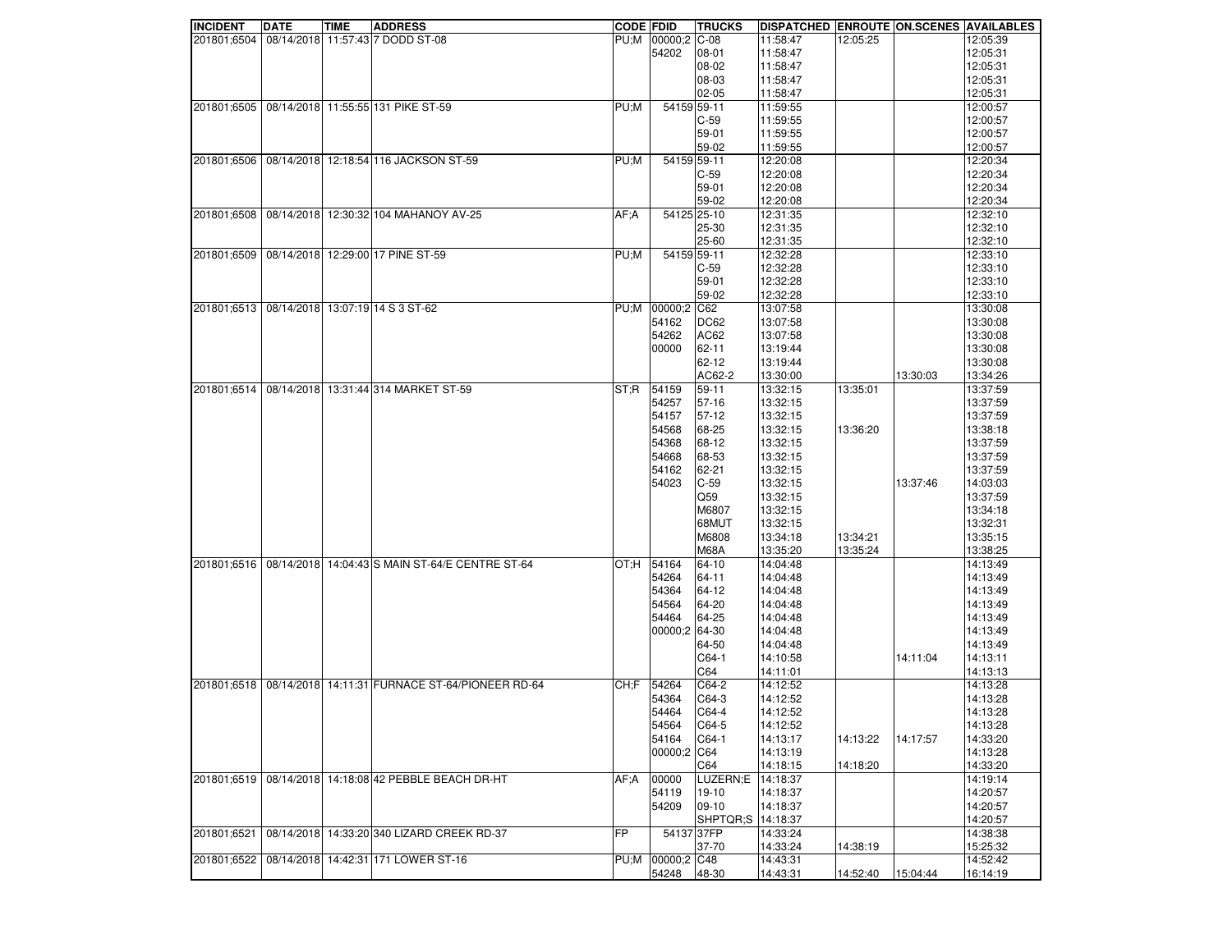| INCIDENT | DATE | TIME | ADDRESS | CODE | FDID | TRUCKS | DISPATCHED | ENROUTE | ON.SCENES | AVAILABLES |
|---|---|---|---|---|---|---|---|---|---|---|
| 201801;6504 | 08/14/2018 | 11:57:43 | 7 DODD ST-08 | PU;M | 00000;2 | C-08 | 11:58:47 | 12:05:25 | | 12:05:39 |
| | | | | | 54202 | 08-01 | 11:58:47 | | | 12:05:31 |
| | | | | | | 08-02 | 11:58:47 | | | 12:05:31 |
| | | | | | | 08-03 | 11:58:47 | | | 12:05:31 |
| | | | | | | 02-05 | 11:58:47 | | | 12:05:31 |
| 201801;6505 | 08/14/2018 | 11:55:55 | 131 PIKE ST-59 | PU;M | 54159 | 59-11 | 11:59:55 | | | 12:00:57 |
| | | | | | | C-59 | 11:59:55 | | | 12:00:57 |
| | | | | | | 59-01 | 11:59:55 | | | 12:00:57 |
| | | | | | | 59-02 | 11:59:55 | | | 12:00:57 |
| 201801;6506 | 08/14/2018 | 12:18:54 | 116 JACKSON ST-59 | PU;M | 54159 | 59-11 | 12:20:08 | | | 12:20:34 |
| | | | | | | C-59 | 12:20:08 | | | 12:20:34 |
| | | | | | | 59-01 | 12:20:08 | | | 12:20:34 |
| | | | | | | 59-02 | 12:20:08 | | | 12:20:34 |
| 201801;6508 | 08/14/2018 | 12:30:32 | 104 MAHANOY AV-25 | AF;A | 54125 | 25-10 | 12:31:35 | | | 12:32:10 |
| | | | | | | 25-30 | 12:31:35 | | | 12:32:10 |
| | | | | | | 25-60 | 12:31:35 | | | 12:32:10 |
| 201801;6509 | 08/14/2018 | 12:29:00 | 17 PINE ST-59 | PU;M | 54159 | 59-11 | 12:32:28 | | | 12:33:10 |
| | | | | | | C-59 | 12:32:28 | | | 12:33:10 |
| | | | | | | 59-01 | 12:32:28 | | | 12:33:10 |
| | | | | | | 59-02 | 12:32:28 | | | 12:33:10 |
| 201801;6513 | 08/14/2018 | 13:07:19 | 14 S 3 ST-62 | PU;M | 00000;2 | C62 | 13:07:58 | | | 13:30:08 |
| | | | | | 54162 | DC62 | 13:07:58 | | | 13:30:08 |
| | | | | | 54262 | AC62 | 13:07:58 | | | 13:30:08 |
| | | | | | 00000 | 62-11 | 13:19:44 | | | 13:30:08 |
| | | | | | | 62-12 | 13:19:44 | | | 13:30:08 |
| | | | | | | AC62-2 | 13:30:00 | | 13:30:03 | 13:34:26 |
| 201801;6514 | 08/14/2018 | 13:31:44 | 314 MARKET ST-59 | ST;R | 54159 | 59-11 | 13:32:15 | 13:35:01 | | 13:37:59 |
| | | | | | 54257 | 57-16 | 13:32:15 | | | 13:37:59 |
| | | | | | 54157 | 57-12 | 13:32:15 | | | 13:37:59 |
| | | | | | 54568 | 68-25 | 13:32:15 | 13:36:20 | | 13:38:18 |
| | | | | | 54368 | 68-12 | 13:32:15 | | | 13:37:59 |
| | | | | | 54668 | 68-53 | 13:32:15 | | | 13:37:59 |
| | | | | | 54162 | 62-21 | 13:32:15 | | | 13:37:59 |
| | | | | | 54023 | C-59 | 13:32:15 | | 13:37:46 | 14:03:03 |
| | | | | | | Q59 | 13:32:15 | | | 13:37:59 |
| | | | | | | M6807 | 13:32:15 | | | 13:34:18 |
| | | | | | | 68MUT | 13:32:15 | | | 13:32:31 |
| | | | | | | M6808 | 13:34:18 | 13:34:21 | | 13:35:15 |
| | | | | | | M68A | 13:35:20 | 13:35:24 | | 13:38:25 |
| 201801;6516 | 08/14/2018 | 14:04:43 | S MAIN ST-64/E CENTRE ST-64 | OT;H | 54164 | 64-10 | 14:04:48 | | | 14:13:49 |
| | | | | | 54264 | 64-11 | 14:04:48 | | | 14:13:49 |
| | | | | | 54364 | 64-12 | 14:04:48 | | | 14:13:49 |
| | | | | | 54564 | 64-20 | 14:04:48 | | | 14:13:49 |
| | | | | | 54464 | 64-25 | 14:04:48 | | | 14:13:49 |
| | | | | | 00000;2 | 64-30 | 14:04:48 | | | 14:13:49 |
| | | | | | | 64-50 | 14:04:48 | | | 14:13:49 |
| | | | | | | C64-1 | 14:10:58 | | 14:11:04 | 14:13:11 |
| | | | | | | C64 | 14:11:01 | | | 14:13:13 |
| 201801;6518 | 08/14/2018 | 14:11:31 | FURNACE ST-64/PIONEER RD-64 | CH;F | 54264 | C64-2 | 14:12:52 | | | 14:13:28 |
| | | | | | 54364 | C64-3 | 14:12:52 | | | 14:13:28 |
| | | | | | 54464 | C64-4 | 14:12:52 | | | 14:13:28 |
| | | | | | 54564 | C64-5 | 14:12:52 | | | 14:13:28 |
| | | | | | 54164 | C64-1 | 14:13:17 | 14:13:22 | 14:17:57 | 14:33:20 |
| | | | | | 00000;2 | C64 | 14:13:19 | | | 14:13:28 |
| | | | | | | C64 | 14:18:15 | 14:18:20 | | 14:33:20 |
| 201801;6519 | 08/14/2018 | 14:18:08 | 42 PEBBLE BEACH DR-HT | AF;A | 00000 | LUZERN;E | 14:18:37 | | | 14:19:14 |
| | | | | | 54119 | 19-10 | 14:18:37 | | | 14:20:57 |
| | | | | | 54209 | 09-10 | 14:18:37 | | | 14:20:57 |
| | | | | | | SHPTQR;S | 14:18:37 | | | 14:20:57 |
| 201801;6521 | 08/14/2018 | 14:33:20 | 340 LIZARD CREEK RD-37 | FP | 54137 | 37FP | 14:33:24 | | | 14:38:38 |
| | | | | | | 37-70 | 14:33:24 | 14:38:19 | | 15:25:32 |
| 201801;6522 | 08/14/2018 | 14:42:31 | 171 LOWER ST-16 | PU;M | 00000;2 | C48 | 14:43:31 | | | 14:52:42 |
| | | | | | 54248 | 48-30 | 14:43:31 | 14:52:40 | 15:04:44 | 16:14:19 |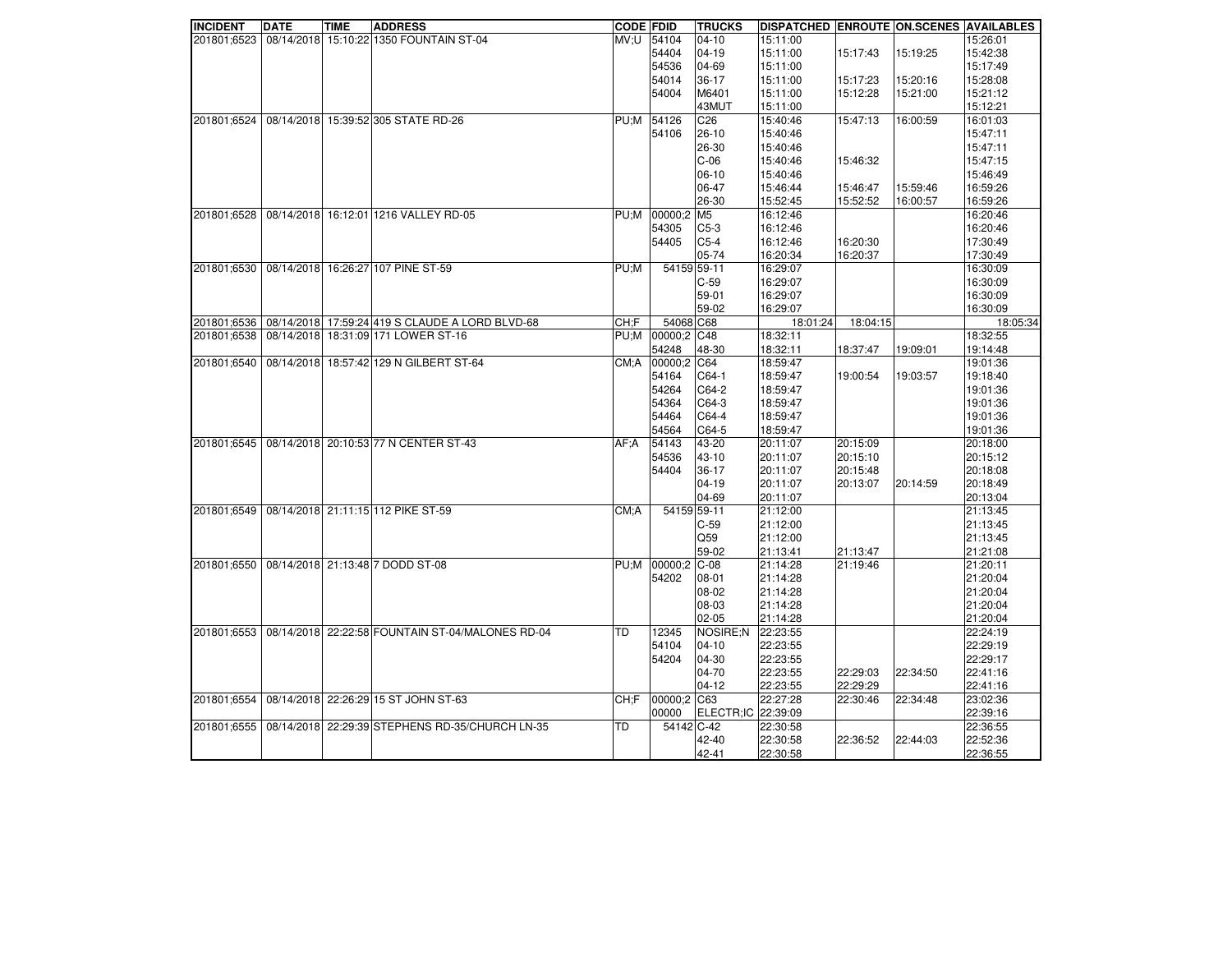| INCIDENT | DATE | TIME | ADDRESS | CODE | FDID | TRUCKS | DISPATCHED | ENROUTE | ON.SCENES | AVAILABLES |
|---|---|---|---|---|---|---|---|---|---|---|
| 201801;6523 | 08/14/2018 | 15:10:22 | 1350 FOUNTAIN ST-04 | MV;U | 54104 | 04-10 | 15:11:00 | | | 15:26:01 |
| | | | | | 54404 | 04-19 | 15:11:00 | 15:17:43 | 15:19:25 | 15:42:38 |
| | | | | | 54536 | 04-69 | 15:11:00 | | | 15:17:49 |
| | | | | | 54014 | 36-17 | 15:11:00 | 15:17:23 | 15:20:16 | 15:28:08 |
| | | | | | 54004 | M6401 | 15:11:00 | 15:12:28 | 15:21:00 | 15:21:12 |
| | | | | | | 43MUT | 15:11:00 | | | 15:12:21 |
| 201801;6524 | 08/14/2018 | 15:39:52 | 305 STATE RD-26 | PU;M | 54126 | C26 | 15:40:46 | 15:47:13 | 16:00:59 | 16:01:03 |
| | | | | | 54106 | 26-10 | 15:40:46 | | | 15:47:11 |
| | | | | | | 26-30 | 15:40:46 | | | 15:47:11 |
| | | | | | | C-06 | 15:40:46 | 15:46:32 | | 15:47:15 |
| | | | | | | 06-10 | 15:40:46 | | | 15:46:49 |
| | | | | | | 06-47 | 15:46:44 | 15:46:47 | 15:59:46 | 16:59:26 |
| | | | | | | 26-30 | 15:52:45 | 15:52:52 | 16:00:57 | 16:59:26 |
| 201801;6528 | 08/14/2018 | 16:12:01 | 1216 VALLEY RD-05 | PU;M | 00000;2 | M5 | 16:12:46 | | | 16:20:46 |
| | | | | | 54305 | C5-3 | 16:12:46 | | | 16:20:46 |
| | | | | | 54405 | C5-4 | 16:12:46 | 16:20:30 | | 17:30:49 |
| | | | | | | 05-74 | 16:20:34 | 16:20:37 | | 17:30:49 |
| 201801;6530 | 08/14/2018 | 16:26:27 | 107 PINE ST-59 | PU;M | 54159 | 59-11 | 16:29:07 | | | 16:30:09 |
| | | | | | | C-59 | 16:29:07 | | | 16:30:09 |
| | | | | | | 59-01 | 16:29:07 | | | 16:30:09 |
| | | | | | | 59-02 | 16:29:07 | | | 16:30:09 |
| 201801;6536 | 08/14/2018 | 17:59:24 | 419 S CLAUDE A LORD BLVD-68 | CH;F | 54068 | C68 | 18:01:24 | 18:04:15 | | 18:05:34 |
| 201801;6538 | 08/14/2018 | 18:31:09 | 171 LOWER ST-16 | PU;M | 00000;2 | C48 | 18:32:11 | | | 18:32:55 |
| | | | | | 54248 | 48-30 | 18:32:11 | 18:37:47 | 19:09:01 | 19:14:48 |
| 201801;6540 | 08/14/2018 | 18:57:42 | 129 N GILBERT ST-64 | CM;A | 00000;2 | C64 | 18:59:47 | | | 19:01:36 |
| | | | | | 54164 | C64-1 | 18:59:47 | 19:00:54 | 19:03:57 | 19:18:40 |
| | | | | | 54264 | C64-2 | 18:59:47 | | | 19:01:36 |
| | | | | | 54364 | C64-3 | 18:59:47 | | | 19:01:36 |
| | | | | | 54464 | C64-4 | 18:59:47 | | | 19:01:36 |
| | | | | | 54564 | C64-5 | 18:59:47 | | | 19:01:36 |
| 201801;6545 | 08/14/2018 | 20:10:53 | 77 N CENTER ST-43 | AF;A | 54143 | 43-20 | 20:11:07 | 20:15:09 | | 20:18:00 |
| | | | | | 54536 | 43-10 | 20:11:07 | 20:15:10 | | 20:15:12 |
| | | | | | 54404 | 36-17 | 20:11:07 | 20:15:48 | | 20:18:08 |
| | | | | | | 04-19 | 20:11:07 | 20:13:07 | 20:14:59 | 20:18:49 |
| | | | | | | 04-69 | 20:11:07 | | | 20:13:04 |
| 201801;6549 | 08/14/2018 | 21:11:15 | 112 PIKE ST-59 | CM;A | 54159 | 59-11 | 21:12:00 | | | 21:13:45 |
| | | | | | | C-59 | 21:12:00 | | | 21:13:45 |
| | | | | | | Q59 | 21:12:00 | | | 21:13:45 |
| | | | | | | 59-02 | 21:13:41 | 21:13:47 | | 21:21:08 |
| 201801;6550 | 08/14/2018 | 21:13:48 | 7 DODD ST-08 | PU;M | 00000;2 | C-08 | 21:14:28 | 21:19:46 | | 21:20:11 |
| | | | | | 54202 | 08-01 | 21:14:28 | | | 21:20:04 |
| | | | | | | 08-02 | 21:14:28 | | | 21:20:04 |
| | | | | | | 08-03 | 21:14:28 | | | 21:20:04 |
| | | | | | | 02-05 | 21:14:28 | | | 21:20:04 |
| 201801;6553 | 08/14/2018 | 22:22:58 | FOUNTAIN ST-04/MALONES RD-04 | TD | 12345 | NOSIRE;N | 22:23:55 | | | 22:24:19 |
| | | | | | 54104 | 04-10 | 22:23:55 | | | 22:29:19 |
| | | | | | 54204 | 04-30 | 22:23:55 | | | 22:29:17 |
| | | | | | | 04-70 | 22:23:55 | 22:29:03 | 22:34:50 | 22:41:16 |
| | | | | | | 04-12 | 22:23:55 | 22:29:29 | | 22:41:16 |
| 201801;6554 | 08/14/2018 | 22:26:29 | 15 ST JOHN ST-63 | CH;F | 00000;2 | C63 | 22:27:28 | 22:30:46 | 22:34:48 | 23:02:36 |
| | | | | | 00000 | ELECTR;IC | 22:39:09 | | | 22:39:16 |
| 201801;6555 | 08/14/2018 | 22:29:39 | STEPHENS RD-35/CHURCH LN-35 | TD | 54142 | C-42 | 22:30:58 | | | 22:36:55 |
| | | | | | | 42-40 | 22:30:58 | 22:36:52 | 22:44:03 | 22:52:36 |
| | | | | | | 42-41 | 22:30:58 | | | 22:36:55 |